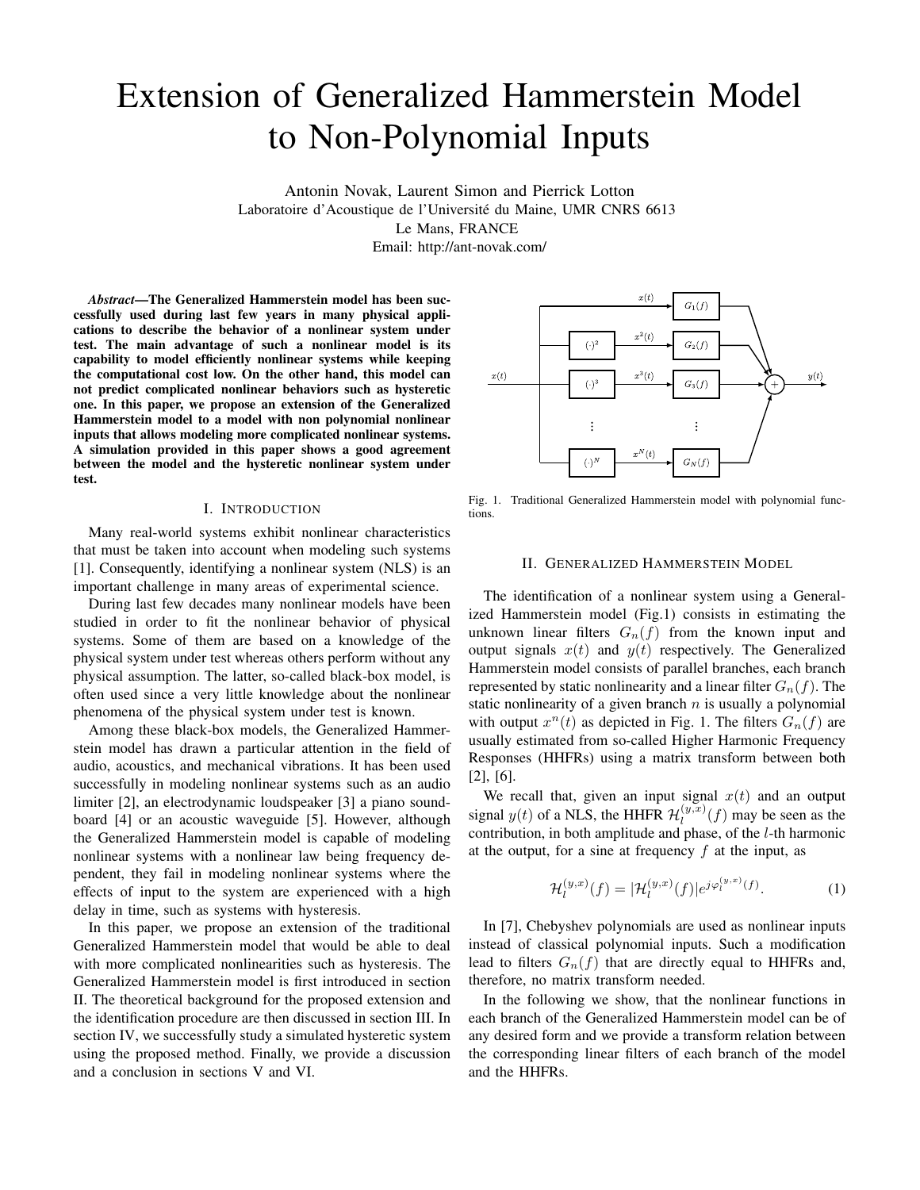# Extension of Generalized Hammerstein Model to Non-Polynomial Inputs

Antonin Novak, Laurent Simon and Pierrick Lotton
Laboratoire d'Acoustique de l'Université du Maine, UMR CNRS 6613
Le Mans, FRANCE
Email: http://ant-novak.com/

***Abstract*—The Generalized Hammerstein model has been successfully used during last few years in many physical applications to describe the behavior of a nonlinear system under test. The main advantage of such a nonlinear model is its capability to model efficiently nonlinear systems while keeping the computational cost low. On the other hand, this model can not predict complicated nonlinear behaviors such as hysteretic one. In this paper, we propose an extension of the Generalized Hammerstein model to a model with non polynomial nonlinear inputs that allows modeling more complicated nonlinear systems. A simulation provided in this paper shows a good agreement between the model and the hysteretic nonlinear system under test.**

## I. Introduction

Many real-world systems exhibit nonlinear characteristics that must be taken into account when modeling such systems [1]. Consequently, identifying a nonlinear system (NLS) is an important challenge in many areas of experimental science.

During last few decades many nonlinear models have been studied in order to fit the nonlinear behavior of physical systems. Some of them are based on a knowledge of the physical system under test whereas others perform without any physical assumption. The latter, so-called black-box model, is often used since a very little knowledge about the nonlinear phenomena of the physical system under test is known.

Among these black-box models, the Generalized Hammerstein model has drawn a particular attention in the field of audio, acoustics, and mechanical vibrations. It has been used successfully in modeling nonlinear systems such as an audio limiter [2], an electrodynamic loudspeaker [3] a piano soundboard [4] or an acoustic waveguide [5]. However, although the Generalized Hammerstein model is capable of modeling nonlinear systems with a nonlinear law being frequency dependent, they fail in modeling nonlinear systems where the effects of input to the system are experienced with a high delay in time, such as systems with hysteresis.

In this paper, we propose an extension of the traditional Generalized Hammerstein model that would be able to deal with more complicated nonlinearities such as hysteresis. The Generalized Hammerstein model is first introduced in section II. The theoretical background for the proposed extension and the identification procedure are then discussed in section III. In section IV, we successfully study a simulated hysteretic system using the proposed method. Finally, we provide a discussion and a conclusion in sections V and VI.

$x(t)$

$(\cdot)^2$ $x^2(t)$ $G_2(f)$

$(\cdot)^3$ $x^3(t)$ $G_3(f)$

$(\cdot)^N$ $x^N(t)$ $G_N(f)$

$G_1(f)$

$y(t)$

Fig. 1. Traditional Generalized Hammerstein model with polynomial functions.

## II. Generalized Hammerstein Model

The identification of a nonlinear system using a Generalized Hammerstein model (Fig.1) consists in estimating the unknown linear filters $G_n(f)$ from the known input and output signals $x(t)$ and $y(t)$ respectively. The Generalized Hammerstein model consists of parallel branches, each branch represented by static nonlinearity and a linear filter $G_n(f)$. The static nonlinearity of a given branch $n$ is usually a polynomial with output $x^n(t)$ as depicted in Fig. 1. The filters $G_n(f)$ are usually estimated from so-called Higher Harmonic Frequency Responses (HHFRs) using a matrix transform between both [2], [6].

We recall that, given an input signal $x(t)$ and an output signal $y(t)$ of a NLS, the HHFR $\mathcal{H}_l^{(y,x)}(f)$ may be seen as the contribution, in both amplitude and phase, of the $l$-th harmonic at the output, for a sine at frequency $f$ at the input, as

$$\mathcal{H}_l^{(y,x)}(f) = |\mathcal{H}_l^{(y,x)}(f)| e^{j\varphi_l^{(y,x)}(f)}. \qquad (1)$$

In [7], Chebyshev polynomials are used as nonlinear inputs instead of classical polynomial inputs. Such a modification lead to filters $G_n(f)$ that are directly equal to HHFRs and, therefore, no matrix transform needed.

In the following we show, that the nonlinear functions in each branch of the Generalized Hammerstein model can be of any desired form and we provide a transform relation between the corresponding linear filters of each branch of the model and the HHFRs.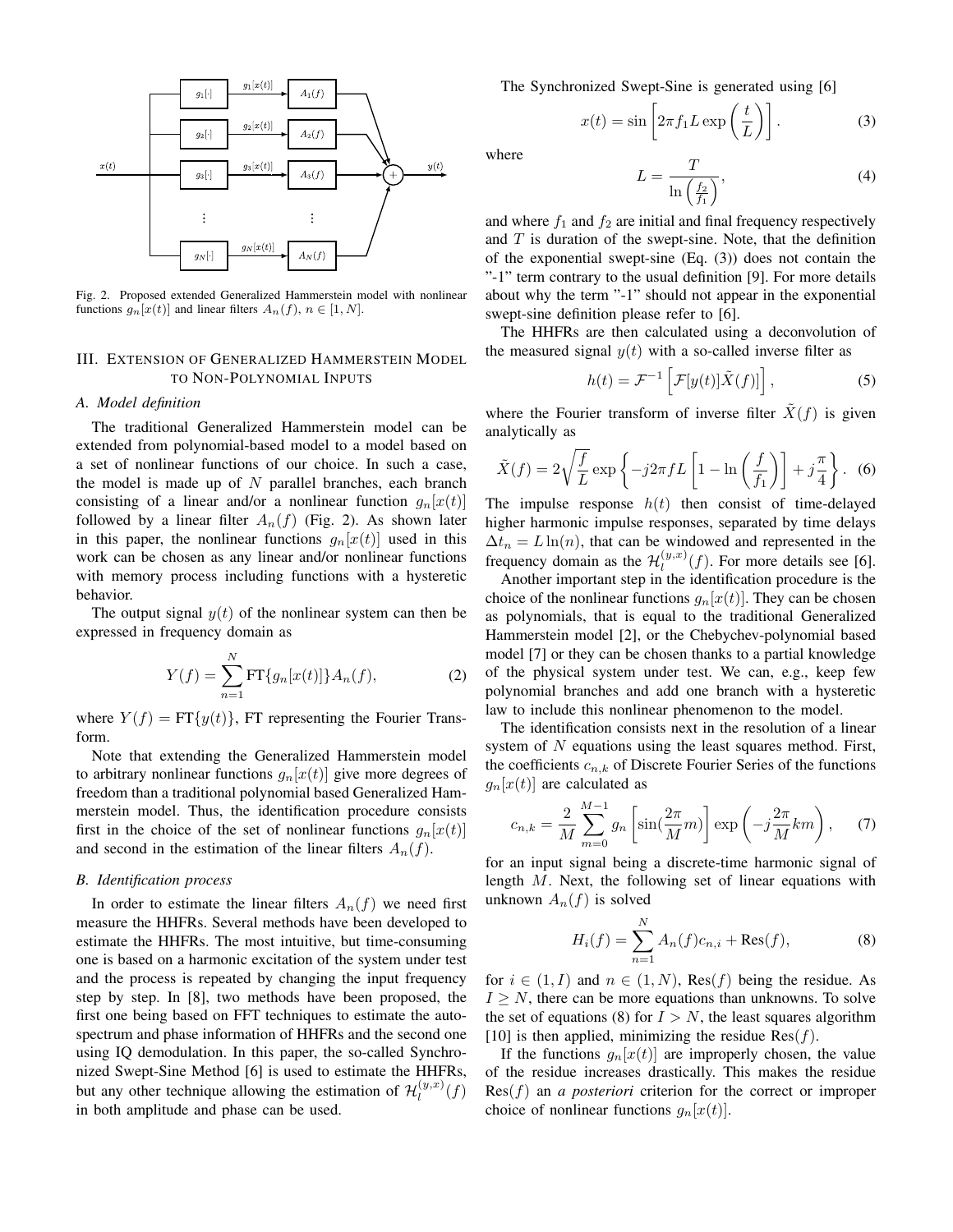Fig. 2. Proposed extended Generalized Hammerstein model with nonlinear functions $g_n[x(t)]$ and linear filters $A_n(f)$, $n \in [1, N]$.

## III. Extension of Generalized Hammerstein Model to Non-Polynomial Inputs

### A. Model definition

The traditional Generalized Hammerstein model can be extended from polynomial-based model to a model based on a set of nonlinear functions of our choice. In such a case, the model is made up of $N$ parallel branches, each branch consisting of a linear and/or a nonlinear function $g_n[x(t)]$ followed by a linear filter $A_n(f)$ (Fig. 2). As shown later in this paper, the nonlinear functions $g_n[x(t)]$ used in this work can be chosen as any linear and/or nonlinear functions with memory process including functions with a hysteretic behavior.

The output signal $y(t)$ of the nonlinear system can then be expressed in frequency domain as

$$Y(f) = \sum_{n=1}^{N} \text{FT}\{g_n[x(t)]\} A_n(f), \tag{2}$$

where $Y(f) = \text{FT}\{y(t)\}$, FT representing the Fourier Transform.

Note that extending the Generalized Hammerstein model to arbitrary nonlinear functions $g_n[x(t)]$ give more degrees of freedom than a traditional polynomial based Generalized Hammerstein model. Thus, the identification procedure consists first in the choice of the set of nonlinear functions $g_n[x(t)]$ and second in the estimation of the linear filters $A_n(f)$.

### B. Identification process

In order to estimate the linear filters $A_n(f)$ we need first measure the HHFRs. Several methods have been developed to estimate the HHFRs. The most intuitive, but time-consuming one is based on a harmonic excitation of the system under test and the process is repeated by changing the input frequency step by step. In [8], two methods have been proposed, the first one being based on FFT techniques to estimate the auto-spectrum and phase information of HHFRs and the second one using IQ demodulation. In this paper, the so-called Synchronized Swept-Sine Method [6] is used to estimate the HHFRs, but any other technique allowing the estimation of $\mathcal{H}_l^{(y,x)}(f)$ in both amplitude and phase can be used.

The Synchronized Swept-Sine is generated using [6]

$$x(t) = \sin\left[2\pi f_1 L \exp\left(\frac{t}{L}\right)\right]. \tag{3}$$

where

$$L = \frac{T}{\ln\left(\frac{f_2}{f_1}\right)}, \tag{4}$$

and where $f_1$ and $f_2$ are initial and final frequency respectively and $T$ is duration of the swept-sine. Note, that the definition of the exponential swept-sine (Eq. (3)) does not contain the "-1" term contrary to the usual definition [9]. For more details about why the term "-1" should not appear in the exponential swept-sine definition please refer to [6].

The HHFRs are then calculated using a deconvolution of the measured signal $y(t)$ with a so-called inverse filter as

$$h(t) = \mathcal{F}^{-1}\left[\mathcal{F}[y(t)]\tilde{X}(f)\right], \tag{5}$$

where the Fourier transform of inverse filter $\tilde{X}(f)$ is given analytically as

$$\tilde{X}(f) = 2\sqrt{\frac{f}{L}} \exp\left\{-j2\pi f L\left[1 - \ln\left(\frac{f}{f_1}\right)\right] + j\frac{\pi}{4}\right\}. \tag{6}$$

The impulse response $h(t)$ then consist of time-delayed higher harmonic impulse responses, separated by time delays $\Delta t_n = L\ln(n)$, that can be windowed and represented in the frequency domain as the $\mathcal{H}_l^{(y,x)}(f)$. For more details see [6].

Another important step in the identification procedure is the choice of the nonlinear functions $g_n[x(t)]$. They can be chosen as polynomials, that is equal to the traditional Generalized Hammerstein model [2], or the Chebychev-polynomial based model [7] or they can be chosen thanks to a partial knowledge of the physical system under test. We can, e.g., keep few polynomial branches and add one branch with a hysteretic law to include this nonlinear phenomenon to the model.

The identification consists next in the resolution of a linear system of $N$ equations using the least squares method. First, the coefficients $c_{n,k}$ of Discrete Fourier Series of the functions $g_n[x(t)]$ are calculated as

$$c_{n,k} = \frac{2}{M}\sum_{m=0}^{M-1} g_n\left[\sin\left(\frac{2\pi}{M}m\right)\right]\exp\left(-j\frac{2\pi}{M}km\right), \tag{7}$$

for an input signal being a discrete-time harmonic signal of length $M$. Next, the following set of linear equations with unknown $A_n(f)$ is solved

$$H_i(f) = \sum_{n=1}^{N} A_n(f)c_{n,i} + \text{Res}(f), \tag{8}$$

for $i \in (1, I)$ and $n \in (1, N)$, $\text{Res}(f)$ being the residue. As $I \geq N$, there can be more equations than unknowns. To solve the set of equations (8) for $I > N$, the least squares algorithm [10] is then applied, minimizing the residue $\text{Res}(f)$.

If the functions $g_n[x(t)]$ are improperly chosen, the value of the residue increases drastically. This makes the residue $\text{Res}(f)$ an *a posteriori* criterion for the correct or improper choice of nonlinear functions $g_n[x(t)]$.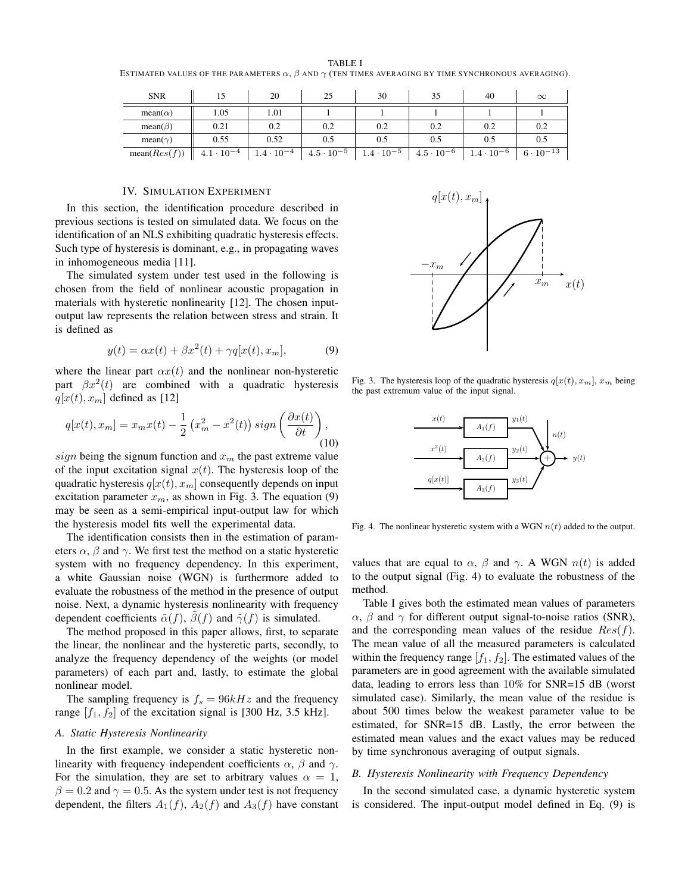TABLE I
ESTIMATED VALUES OF THE PARAMETERS $\alpha$, $\beta$ AND $\gamma$ (TEN TIMES AVERAGING BY TIME SYNCHRONOUS AVERAGING).

| SNR | 15 | 20 | 25 | 30 | 35 | 40 | $\infty$ |
|---|---|---|---|---|---|---|---|
| mean($\alpha$) | 1.05 | 1.01 | 1 | 1 | 1 | 1 | 1 |
| mean($\beta$) | 0.21 | 0.2 | 0.2 | 0.2 | 0.2 | 0.2 | 0.2 |
| mean($\gamma$) | 0.55 | 0.52 | 0.5 | 0.5 | 0.5 | 0.5 | 0.5 |
| mean($Res(f)$) | $4.1 \cdot 10^{-4}$ | $1.4 \cdot 10^{-4}$ | $4.5 \cdot 10^{-5}$ | $1.4 \cdot 10^{-5}$ | $4.5 \cdot 10^{-6}$ | $1.4 \cdot 10^{-6}$ | $6 \cdot 10^{-13}$ |

## IV. Simulation Experiment

In this section, the identification procedure described in previous sections is tested on simulated data. We focus on the identification of an NLS exhibiting quadratic hysteresis effects. Such type of hysteresis is dominant, e.g., in propagating waves in inhomogeneous media [11].

The simulated system under test used in the following is chosen from the field of nonlinear acoustic propagation in materials with hysteretic nonlinearity [12]. The chosen input-output law represents the relation between stress and strain. It is defined as

$$y(t) = \alpha x(t) + \beta x^2(t) + \gamma q[x(t), x_m], \tag{9}$$

where the linear part $\alpha x(t)$ and the nonlinear non-hysteretic part $\beta x^2(t)$ are combined with a quadratic hysteresis $q[x(t), x_m]$ defined as [12]

$$q[x(t), x_m] = x_m x(t) - \frac{1}{2}\left(x_m^2 - x^2(t)\right) sign\left(\frac{\partial x(t)}{\partial t}\right), \tag{10}$$

$sign$ being the signum function and $x_m$ the past extreme value of the input excitation signal $x(t)$. The hysteresis loop of the quadratic hysteresis $q[x(t), x_m]$ consequently depends on input excitation parameter $x_m$, as shown in Fig. 3. The equation (9) may be seen as a semi-empirical input-output law for which the hysteresis model fits well the experimental data.

The identification consists then in the estimation of parameters $\alpha$, $\beta$ and $\gamma$. We first test the method on a static hysteretic system with no frequency dependency. In this experiment, a white Gaussian noise (WGN) is furthermore added to evaluate the robustness of the method in the presence of output noise. Next, a dynamic hysteresis nonlinearity with frequency dependent coefficients $\tilde{\alpha}(f)$, $\tilde{\beta}(f)$ and $\tilde{\gamma}(f)$ is simulated.

The method proposed in this paper allows, first, to separate the linear, the nonlinear and the hysteretic parts, secondly, to analyze the frequency dependency of the weights (or model parameters) of each part and, lastly, to estimate the global nonlinear model.

The sampling frequency is $f_s = 96kHz$ and the frequency range $[f_1, f_2]$ of the excitation signal is [300 Hz, 3.5 kHz].

Fig. 3. The hysteresis loop of the quadratic hysteresis $q[x(t), x_m]$, $x_m$ being the past extremum value of the input signal.

Fig. 4. The nonlinear hysteretic system with a WGN $n(t)$ added to the output.

### A. Static Hysteresis Nonlinearity

In the first example, we consider a static hysteretic nonlinearity with frequency independent coefficients $\alpha$, $\beta$ and $\gamma$. For the simulation, they are set to arbitrary values $\alpha = 1$, $\beta = 0.2$ and $\gamma = 0.5$. As the system under test is not frequency dependent, the filters $A_1(f)$, $A_2(f)$ and $A_3(f)$ have constant values that are equal to $\alpha$, $\beta$ and $\gamma$. A WGN $n(t)$ is added to the output signal (Fig. 4) to evaluate the robustness of the method.

Table I gives both the estimated mean values of parameters $\alpha$, $\beta$ and $\gamma$ for different output signal-to-noise ratios (SNR), and the corresponding mean values of the residue $Res(f)$. The mean value of all the measured parameters is calculated within the frequency range $[f_1, f_2]$. The estimated values of the parameters are in good agreement with the available simulated data, leading to errors less than 10% for SNR=15 dB (worst simulated case). Similarly, the mean value of the residue is about 500 times below the weakest parameter value to be estimated, for SNR=15 dB. Lastly, the error between the estimated mean values and the exact values may be reduced by time synchronous averaging of output signals.

### B. Hysteresis Nonlinearity with Frequency Dependency

In the second simulated case, a dynamic hysteretic system is considered. The input-output model defined in Eq. (9) is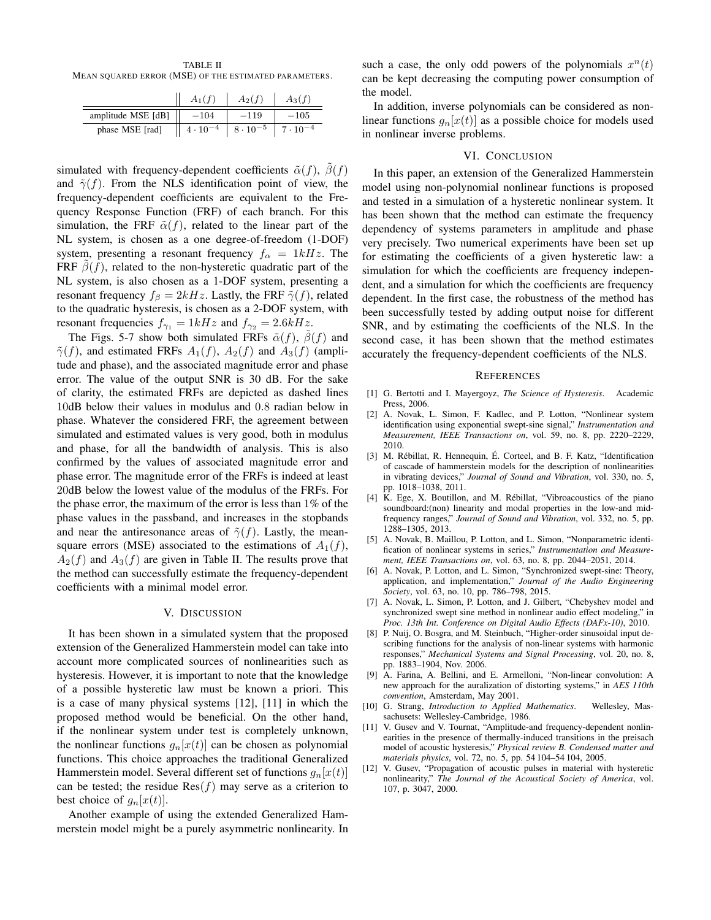TABLE II
MEAN SQUARED ERROR (MSE) OF THE ESTIMATED PARAMETERS.

| | $A_1(f)$ | $A_2(f)$ | $A_3(f)$ |
|---|---|---|---|
| amplitude MSE [dB] | $-104$ | $-119$ | $-105$ |
| phase MSE [rad] | $4 \cdot 10^{-4}$ | $8 \cdot 10^{-5}$ | $7 \cdot 10^{-4}$ |

simulated with frequency-dependent coefficients $\tilde{\alpha}(f)$, $\tilde{\beta}(f)$ and $\tilde{\gamma}(f)$. From the NLS identification point of view, the frequency-dependent coefficients are equivalent to the Frequency Response Function (FRF) of each branch. For this simulation, the FRF $\tilde{\alpha}(f)$, related to the linear part of the NL system, is chosen as a one degree-of-freedom (1-DOF) system, presenting a resonant frequency $f_\alpha = 1kHz$. The FRF $\tilde{\beta}(f)$, related to the non-hysteretic quadratic part of the NL system, is also chosen as a 1-DOF system, presenting a resonant frequency $f_\beta = 2kHz$. Lastly, the FRF $\tilde{\gamma}(f)$, related to the quadratic hysteresis, is chosen as a 2-DOF system, with resonant frequencies $f_{\gamma_1} = 1kHz$ and $f_{\gamma_2} = 2.6kHz$.

The Figs. 5-7 show both simulated FRFs $\tilde{\alpha}(f)$, $\tilde{\beta}(f)$ and $\tilde{\gamma}(f)$, and estimated FRFs $A_1(f)$, $A_2(f)$ and $A_3(f)$ (amplitude and phase), and the associated magnitude error and phase error. The value of the output SNR is 30 dB. For the sake of clarity, the estimated FRFs are depicted as dashed lines 10dB below their values in modulus and 0.8 radian below in phase. Whatever the considered FRF, the agreement between simulated and estimated values is very good, both in modulus and phase, for all the bandwidth of analysis. This is also confirmed by the values of associated magnitude error and phase error. The magnitude error of the FRFs is indeed at least 20dB below the lowest value of the modulus of the FRFs. For the phase error, the maximum of the error is less than 1% of the phase values in the passband, and increases in the stopbands and near the antiresonance areas of $\tilde{\gamma}(f)$. Lastly, the mean-square errors (MSE) associated to the estimations of $A_1(f)$, $A_2(f)$ and $A_3(f)$ are given in Table II. The results prove that the method can successfully estimate the frequency-dependent coefficients with a minimal model error.

## V. DISCUSSION

It has been shown in a simulated system that the proposed extension of the Generalized Hammerstein model can take into account more complicated sources of nonlinearities such as hysteresis. However, it is important to note that the knowledge of a possible hysteretic law must be known a priori. This is a case of many physical systems [12], [11] in which the proposed method would be beneficial. On the other hand, if the nonlinear system under test is completely unknown, the nonlinear functions $g_n[x(t)]$ can be chosen as polynomial functions. This choice approaches the traditional Generalized Hammerstein model. Several different set of functions $g_n[x(t)]$ can be tested; the residue $\text{Res}(f)$ may serve as a criterion to best choice of $g_n[x(t)]$.

Another example of using the extended Generalized Hammerstein model might be a purely asymmetric nonlinearity. In such a case, the only odd powers of the polynomials $x^n(t)$ can be kept decreasing the computing power consumption of the model.

In addition, inverse polynomials can be considered as nonlinear functions $g_n[x(t)]$ as a possible choice for models used in nonlinear inverse problems.

## VI. CONCLUSION

In this paper, an extension of the Generalized Hammerstein model using non-polynomial nonlinear functions is proposed and tested in a simulation of a hysteretic nonlinear system. It has been shown that the method can estimate the frequency dependency of systems parameters in amplitude and phase very precisely. Two numerical experiments have been set up for estimating the coefficients of a given hysteretic law: a simulation for which the coefficients are frequency independent, and a simulation for which the coefficients are frequency dependent. In the first case, the robustness of the method has been successfully tested by adding output noise for different SNR, and by estimating the coefficients of the NLS. In the second case, it has been shown that the method estimates accurately the frequency-dependent coefficients of the NLS.

## REFERENCES

[1] G. Bertotti and I. Mayergoyz, *The Science of Hysteresis*. Academic Press, 2006.

[2] A. Novak, L. Simon, F. Kadlec, and P. Lotton, "Nonlinear system identification using exponential swept-sine signal," *Instrumentation and Measurement, IEEE Transactions on*, vol. 59, no. 8, pp. 2220–2229, 2010.

[3] M. Rébillat, R. Hennequin, É. Corteel, and B. F. Katz, "Identification of cascade of hammerstein models for the description of nonlinearities in vibrating devices," *Journal of Sound and Vibration*, vol. 330, no. 5, pp. 1018–1038, 2011.

[4] K. Ege, X. Boutillon, and M. Rébillat, "Vibroacoustics of the piano soundboard:(non) linearity and modal properties in the low-and mid-frequency ranges," *Journal of Sound and Vibration*, vol. 332, no. 5, pp. 1288–1305, 2013.

[5] A. Novak, B. Maillou, P. Lotton, and L. Simon, "Nonparametric identification of nonlinear systems in series," *Instrumentation and Measurement, IEEE Transactions on*, vol. 63, no. 8, pp. 2044–2051, 2014.

[6] A. Novak, P. Lotton, and L. Simon, "Synchronized swept-sine: Theory, application, and implementation," *Journal of the Audio Engineering Society*, vol. 63, no. 10, pp. 786–798, 2015.

[7] A. Novak, L. Simon, P. Lotton, and J. Gilbert, "Chebyshev model and synchronized swept sine method in nonlinear audio effect modeling," in *Proc. 13th Int. Conference on Digital Audio Effects (DAFx-10)*, 2010.

[8] P. Nuij, O. Bosgra, and M. Steinbuch, "Higher-order sinusoidal input describing functions for the analysis of non-linear systems with harmonic responses," *Mechanical Systems and Signal Processing*, vol. 20, no. 8, pp. 1883–1904, Nov. 2006.

[9] A. Farina, A. Bellini, and E. Armelloni, "Non-linear convolution: A new approach for the auralization of distorting systems," in *AES 110th convention*, Amsterdam, May 2001.

[10] G. Strang, *Introduction to Applied Mathematics*. Wellesley, Massachusets: Wellesley-Cambridge, 1986.

[11] V. Gusev and V. Tournat, "Amplitude-and frequency-dependent nonlinearities in the presence of thermally-induced transitions in the preisach model of acoustic hysteresis," *Physical review B. Condensed matter and materials physics*, vol. 72, no. 5, pp. 54 104–54 104, 2005.

[12] V. Gusev, "Propagation of acoustic pulses in material with hysteretic nonlinearity," *The Journal of the Acoustical Society of America*, vol. 107, p. 3047, 2000.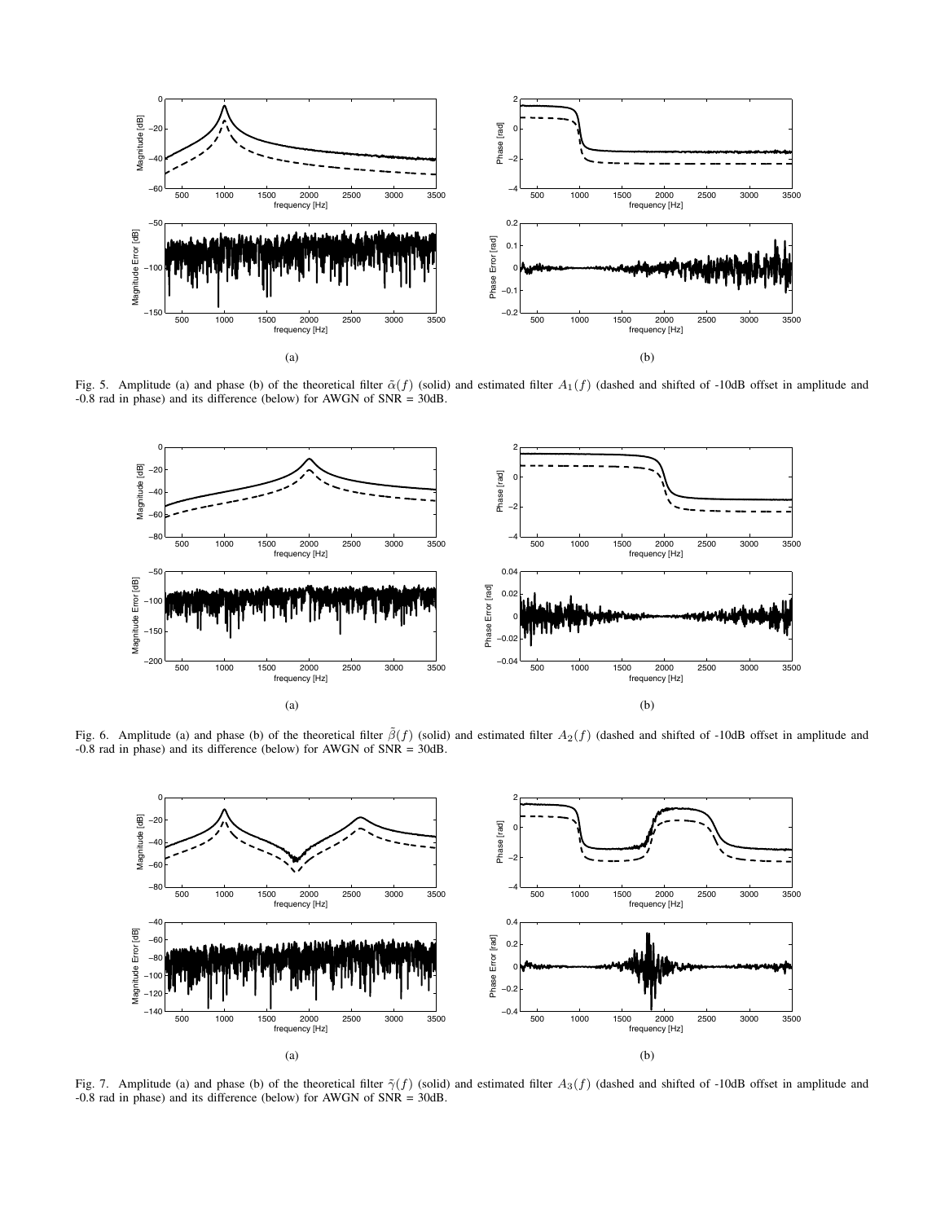Magnitude [dB]

0
−20
−40
−60

500 1000 1500 2000 2500 3000 3500
frequency [Hz]

Phase [rad]

2
0
−2
−4

500 1000 1500 2000 2500 3000 3500
frequency [Hz]

Magnitude Error [dB]

−50
−100
−150

500 1000 1500 2000 2500 3000 3500
frequency [Hz]

Phase Error [rad]

0.2
0.1
0
−0.1
−0.2

500 1000 1500 2000 2500 3000 3500
frequency [Hz]

(a)

(b)

Fig. 5. Amplitude (a) and phase (b) of the theoretical filter $\tilde{\alpha}(f)$ (solid) and estimated filter $A_1(f)$ (dashed and shifted of -10dB offset in amplitude and -0.8 rad in phase) and its difference (below) for AWGN of SNR = 30dB.

Magnitude [dB]

0
−20
−40
−60
−80

500 1000 1500 2000 2500 3000 3500
frequency [Hz]

Phase [rad]

2
0
−2
−4

500 1000 1500 2000 2500 3000 3500
frequency [Hz]

Magnitude Error [dB]

−50
−100
−150
−200

500 1000 1500 2000 2500 3000 3500
frequency [Hz]

Phase Error [rad]

0.04
0.02
0
−0.02
−0.04

500 1000 1500 2000 2500 3000 3500
frequency [Hz]

(a)

(b)

Fig. 6. Amplitude (a) and phase (b) of the theoretical filter $\tilde{\beta}(f)$ (solid) and estimated filter $A_2(f)$ (dashed and shifted of -10dB offset in amplitude and -0.8 rad in phase) and its difference (below) for AWGN of SNR = 30dB.

Magnitude [dB]

0
−20
−40
−60
−80

500 1000 1500 2000 2500 3000 3500
frequency [Hz]

Phase [rad]

2
0
−2
−4

500 1000 1500 2000 2500 3000 3500
frequency [Hz]

Magnitude Error [dB]

−40
−60
−80
−100
−120
−140

500 1000 1500 2000 2500 3000 3500
frequency [Hz]

Phase Error [rad]

0.4
0.2
0
−0.2
−0.4

500 1000 1500 2000 2500 3000 3500
frequency [Hz]

(a)

(b)

Fig. 7. Amplitude (a) and phase (b) of the theoretical filter $\tilde{\gamma}(f)$ (solid) and estimated filter $A_3(f)$ (dashed and shifted of -10dB offset in amplitude and -0.8 rad in phase) and its difference (below) for AWGN of SNR = 30dB.